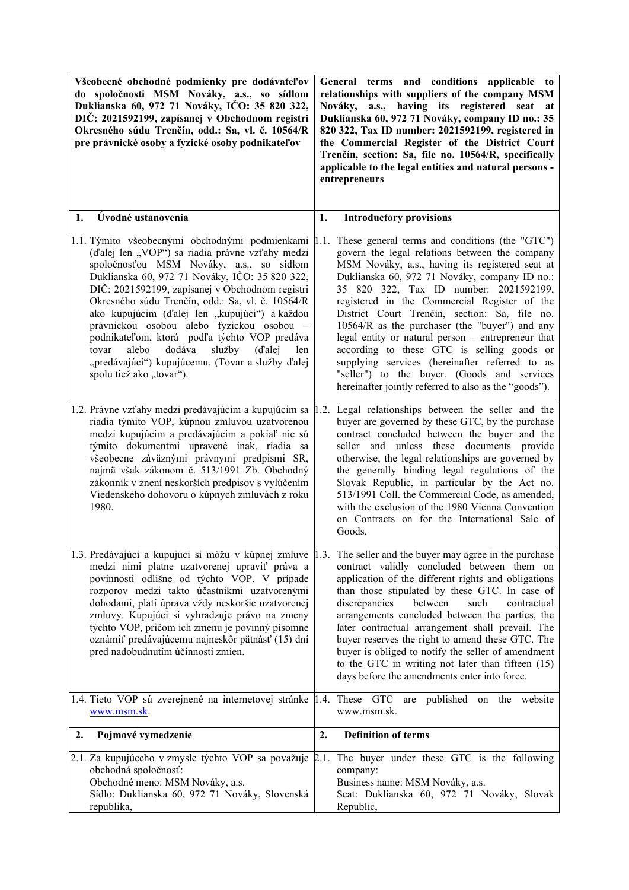| **Všeobecné obchodné podmienky pre dodávateľov do spoločnosti MSM Nováky, a.s., so sídlom Duklianska 60, 972 71 Nováky, IČO: 35 820 322, DIČ: 2021592199, zapísanej v Obchodnom registri Okresného súdu Trenčín, odd.: Sa, vl. č. 10564/R pre právnické osoby a fyzické osoby podnikateľov** | **General terms and conditions applicable to relationships with suppliers of the company MSM Nováky, a.s., having its registered seat at Duklianska 60, 972 71 Nováky, company ID no.: 35 820 322, Tax ID number: 2021592199, registered in the Commercial Register of the District Court Trenčín, section: Sa, file no. 10564/R, specifically applicable to the legal entities and natural persons - entrepreneurs** |
|---|---|
| **1. Úvodné ustanovenia** | **1. Introductory provisions** |
| 1.1. Týmito všeobecnými obchodnými podmienkami (ďalej len „VOP") sa riadia právne vzťahy medzi spoločnosťou MSM Nováky, a.s., so sídlom Duklianska 60, 972 71 Nováky, IČO: 35 820 322, DIČ: 2021592199, zapísanej v Obchodnom registri Okresného súdu Trenčín, odd.: Sa, vl. č. 10564/R ako kupujúcim (ďalej len „kupujúci") a každou právnickou osobou alebo fyzickou osobou – podnikateľom, ktorá podľa týchto VOP predáva tovar alebo dodáva služby (ďalej len „predávajúci") kupujúcemu. (Tovar a služby ďalej spolu tiež ako „tovar"). | 1.1. These general terms and conditions (the "GTC") govern the legal relations between the company MSM Nováky, a.s., having its registered seat at Duklianska 60, 972 71 Nováky, company ID no.: 35 820 322, Tax ID number: 2021592199, registered in the Commercial Register of the District Court Trenčín, section: Sa, file no. 10564/R as the purchaser (the "buyer") and any legal entity or natural person – entrepreneur that according to these GTC is selling goods or supplying services (hereinafter referred to as "seller") to the buyer. (Goods and services hereinafter jointly referred to also as the "goods"). |
| 1.2. Právne vzťahy medzi predávajúcim a kupujúcim sa riadia týmto VOP, kúpnou zmluvou uzatvorenou medzi kupujúcim a predávajúcim a pokiaľ nie sú týmito dokumentmi upravené inak, riadia sa všeobecne záväznými právnymi predpismi SR, najmä však zákonom č. 513/1991 Zb. Obchodný zákonník v znení neskorších predpisov s vylúčením Viedenského dohovoru o kúpnych zmluvách z roku 1980. | 1.2. Legal relationships between the seller and the buyer are governed by these GTC, by the purchase contract concluded between the buyer and the seller and unless these documents provide otherwise, the legal relationships are governed by the generally binding legal regulations of the Slovak Republic, in particular by the Act no. 513/1991 Coll. the Commercial Code, as amended, with the exclusion of the 1980 Vienna Convention on Contracts on for the International Sale of Goods. |
| 1.3. Predávajúci a kupujúci si môžu v kúpnej zmluve medzi nimi platne uzatvorenej upraviť práva a povinnosti odlišne od týchto VOP. V prípade rozporov medzi takto účastníkmi uzatvorenými dohodami, platí úprava vždy neskoršie uzatvorenej zmluvy. Kupujúci si vyhradzuje právo na zmeny týchto VOP, pričom ich zmenu je povinný písomne oznámiť predávajúcemu najneskôr pätnásť (15) dní pred nadobudnutím účinnosti zmien. | 1.3. The seller and the buyer may agree in the purchase contract validly concluded between them on application of the different rights and obligations than those stipulated by these GTC. In case of discrepancies between such contractual arrangements concluded between the parties, the later contractual arrangement shall prevail. The buyer reserves the right to amend these GTC. The buyer is obliged to notify the seller of amendment to the GTC in writing not later than fifteen (15) days before the amendments enter into force. |
| 1.4. Tieto VOP sú zverejnené na internetovej stránke www.msm.sk. | 1.4. These GTC are published on the website www.msm.sk. |
| **2. Pojmové vymedzenie** | **2. Definition of terms** |
| 2.1. Za kupujúceho v zmysle týchto VOP sa považuje obchodná spoločnosť:<br>Obchodné meno: MSM Nováky, a.s.<br>Sídlo: Duklianska 60, 972 71 Nováky, Slovenská republika, | 2.1. The buyer under these GTC is the following company:<br>Business name: MSM Nováky, a.s.<br>Seat: Duklianska 60, 972 71 Nováky, Slovak Republic, |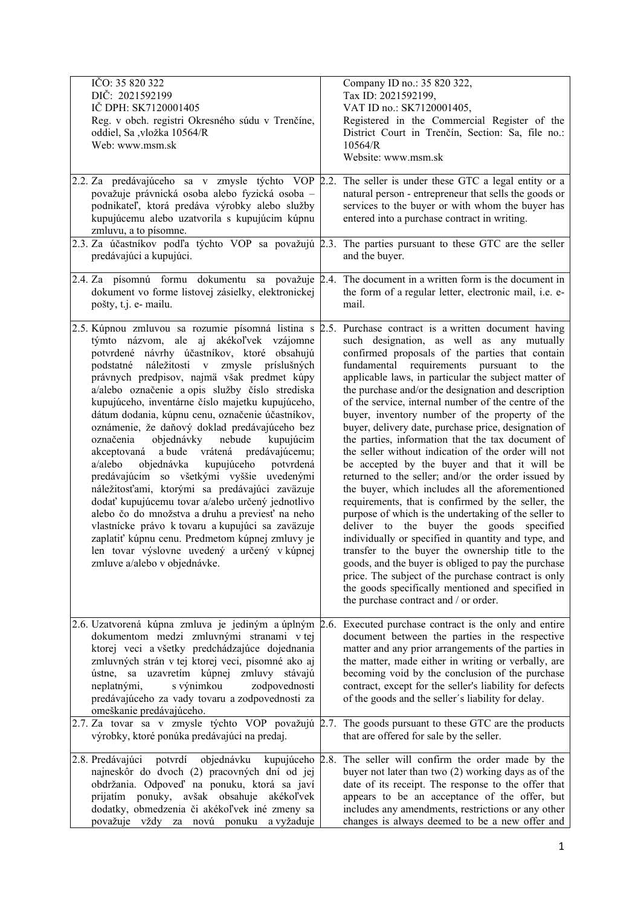| Slovak | English |
|---|---|
| IČO: 35 820 322<br>DIČ: 2021592199<br>IČ DPH: SK7120001405<br>Reg. v obch. registri Okresného súdu v Trenčíne, oddiel, Sa ,vložka 10564/R<br>Web: www.msm.sk | Company ID no.: 35 820 322,<br>Tax ID: 2021592199,<br>VAT ID no.: SK7120001405,<br>Registered in the Commercial Register of the District Court in Trenčín, Section: Sa, file no.: 10564/R<br>Website: www.msm.sk |
| 2.2. Za predávajúceho sa v zmysle týchto VOP považuje právnická osoba alebo fyzická osoba – podnikateľ, ktorá predáva výrobky alebo služby kupujúcemu alebo uzatvorila s kupujúcim kúpnu zmluvu, a to písomne. | 2.2. The seller is under these GTC a legal entity or a natural person - entrepreneur that sells the goods or services to the buyer or with whom the buyer has entered into a purchase contract in writing. |
| 2.3. Za účastníkov podľa týchto VOP sa považujú predávajúci a kupujúci. | 2.3. The parties pursuant to these GTC are the seller and the buyer. |
| 2.4. Za písomnú formu dokumentu sa považuje dokument vo forme listovej zásielky, elektronickej pošty, t.j. e- mailu. | 2.4. The document in a written form is the document in the form of a regular letter, electronic mail, i.e. e-mail. |
| 2.5. Kúpnou zmluvou sa rozumie písomná listina s týmto názvom, ale aj akékoľvek vzájomne potvrdené návrhy účastníkov, ktoré obsahujú podstatné náležitosti v zmysle príslušných právnych predpisov, najmä však predmet kúpy a/alebo označenie a opis služby číslo strediska kupujúceho, inventárne číslo majetku kupujúceho, dátum dodania, kúpnu cenu, označenie účastníkov, oznámenie, že daňový doklad predávajúceho bez označenia objednávky nebude kupujúcim akceptovaná a bude vrátená predávajúcemu; a/alebo objednávka kupujúceho potvrdená predávajúcim so všetkými vyššie uvedenými náležitosťami, ktorými sa predávajúci zaväzuje dodať kupujúcemu tovar a/alebo určený jednotlivo alebo čo do množstva a druhu a previesť na neho vlastnícke právo k tovaru a kupujúci sa zaväzuje zaplatiť kúpnu cenu. Predmetom kúpnej zmluvy je len tovar výslovne uvedený a určený v kúpnej zmluve a/alebo v objednávke. | 2.5. Purchase contract is a written document having such designation, as well as any mutually confirmed proposals of the parties that contain fundamental requirements pursuant to the applicable laws, in particular the subject matter of the purchase and/or the designation and description of the service, internal number of the centre of the buyer, inventory number of the property of the buyer, delivery date, purchase price, designation of the parties, information that the tax document of the seller without indication of the order will not be accepted by the buyer and that it will be returned to the seller; and/or the order issued by the buyer, which includes all the aforementioned requirements, that is confirmed by the seller, the purpose of which is the undertaking of the seller to deliver to the buyer the goods specified individually or specified in quantity and type, and transfer to the buyer the ownership title to the goods, and the buyer is obliged to pay the purchase price. The subject of the purchase contract is only the goods specifically mentioned and specified in the purchase contract and / or order. |
| 2.6. Uzatvorená kúpna zmluva je jediným a úplným dokumentom medzi zmluvnými stranami v tej ktorej veci a všetky predchádzajúce dojednania zmluvných strán v tej ktorej veci, písomné ako aj ústne, sa uzavretím kúpnej zmluvy stávajú neplatnými, s výnimkou zodpovednosti predávajúceho za vady tovaru a zodpovednosti za omeškanie predávajúceho. | 2.6. Executed purchase contract is the only and entire document between the parties in the respective matter and any prior arrangements of the parties in the matter, made either in writing or verbally, are becoming void by the conclusion of the purchase contract, except for the seller's liability for defects of the goods and the seller´s liability for delay. |
| 2.7. Za tovar sa v zmysle týchto VOP považujú výrobky, ktoré ponúka predávajúci na predaj. | 2.7. The goods pursuant to these GTC are the products that are offered for sale by the seller. |
| 2.8. Predávajúci potvrdí objednávku kupujúceho najneskôr do dvoch (2) pracovných dní od jej obdržania. Odpoveď na ponuku, ktorá sa javí prijatím ponuky, avšak obsahuje akékoľvek dodatky, obmedzenia či akékoľvek iné zmeny sa považuje vždy za novú ponuku a vyžaduje | 2.8. The seller will confirm the order made by the buyer not later than two (2) working days as of the date of its receipt. The response to the offer that appears to be an acceptance of the offer, but includes any amendments, restrictions or any other changes is always deemed to be a new offer and |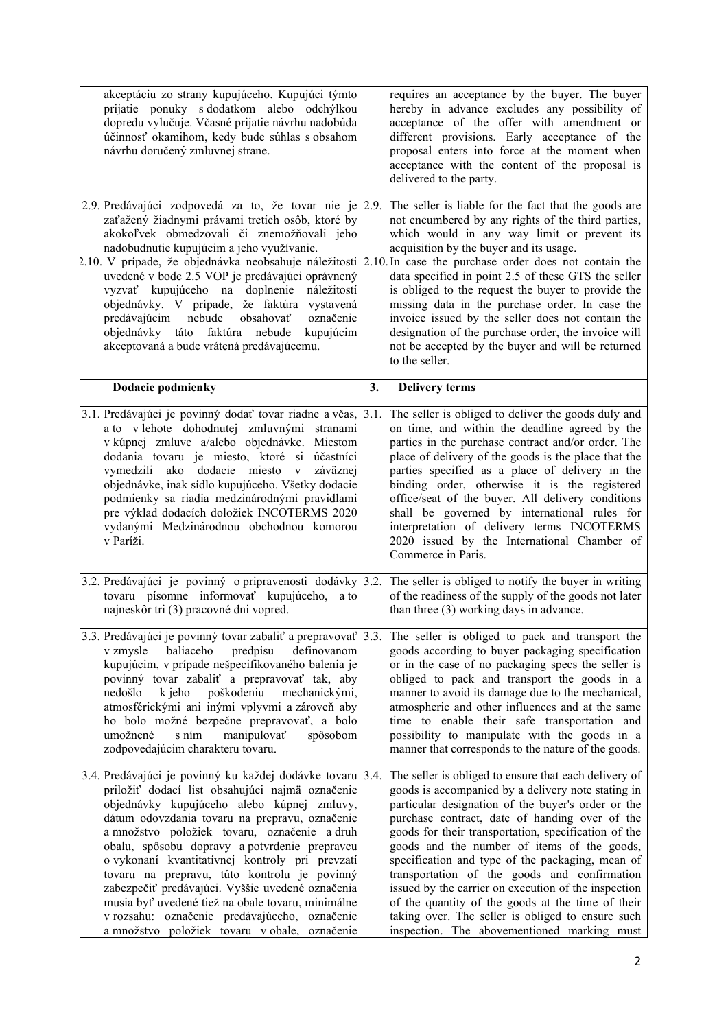| | |
|---|---|
| akceptáciu zo strany kupujúceho. Kupujúci týmto prijatie ponuky s dodatkom alebo odchýlkou dopredu vylučuje. Včasné prijatie návrhu nadobúda účinnosť okamihom, kedy bude súhlas s obsahom návrhu doručený zmluvnej strane. | requires an acceptance by the buyer. The buyer hereby in advance excludes any possibility of acceptance of the offer with amendment or different provisions. Early acceptance of the proposal enters into force at the moment when acceptance with the content of the proposal is delivered to the party. |
| 2.9. Predávajúci zodpovedá za to, že tovar nie je zaťažený žiadnymi právami tretích osôb, ktoré by akokoľvek obmedzovali či znemožňovali jeho nadobudnutie kupujúcim a jeho využívanie.<br>2.10. V prípade, že objednávka neobsahuje náležitosti uvedené v bode 2.5 VOP je predávajúci oprávnený vyzvať kupujúceho na doplnenie náležitostí objednávky. V prípade, že faktúra vystavená predávajúcim nebude obsahovať označenie objednávky táto faktúra nebude kupujúcim akceptovaná a bude vrátená predávajúcemu. | 2.9. The seller is liable for the fact that the goods are not encumbered by any rights of the third parties, which would in any way limit or prevent its acquisition by the buyer and its usage.<br>2.10. In case the purchase order does not contain the data specified in point 2.5 of these GTS the seller is obliged to the request the buyer to provide the missing data in the purchase order. In case the invoice issued by the seller does not contain the designation of the purchase order, the invoice will not be accepted by the buyer and will be returned to the seller. |
| **Dodacie podmienky** | **3. Delivery terms** |
| 3.1. Predávajúci je povinný dodať tovar riadne a včas, a to v lehote dohodnutej zmluvnými stranami v kúpnej zmluve a/alebo objednávke. Miestom dodania tovaru je miesto, ktoré si účastníci vymedzili ako dodacie miesto v záväznej objednávke, inak sídlo kupujúceho. Všetky dodacie podmienky sa riadia medzinárodnými pravidlami pre výklad dodacích doložiek INCOTERMS 2020 vydanými Medzinárodnou obchodnou komorou v Paríži. | 3.1. The seller is obliged to deliver the goods duly and on time, and within the deadline agreed by the parties in the purchase contract and/or order. The place of delivery of the goods is the place that the parties specified as a place of delivery in the binding order, otherwise it is the registered office/seat of the buyer. All delivery conditions shall be governed by international rules for interpretation of delivery terms INCOTERMS 2020 issued by the International Chamber of Commerce in Paris. |
| 3.2. Predávajúci je povinný o pripravenosti dodávky tovaru písomne informovať kupujúceho, a to najneskôr tri (3) pracovné dni vopred. | 3.2. The seller is obliged to notify the buyer in writing of the readiness of the supply of the goods not later than three (3) working days in advance. |
| 3.3. Predávajúci je povinný tovar zabaliť a prepravovať v zmysle baliaceho predpisu definovanom kupujúcim, v prípade nešpecifikovaného balenia je povinný tovar zabaliť a prepravovať tak, aby nedošlo k jeho poškodeniu mechanickými, atmosférickými ani inými vplyvmi a zároveň aby ho bolo možné bezpečne prepravovať, a bolo umožnené s ním manipulovať spôsobom zodpovedajúcim charakteru tovaru. | 3.3. The seller is obliged to pack and transport the goods according to buyer packaging specification or in the case of no packaging specs the seller is obliged to pack and transport the goods in a manner to avoid its damage due to the mechanical, atmospheric and other influences and at the same time to enable their safe transportation and possibility to manipulate with the goods in a manner that corresponds to the nature of the goods. |
| 3.4. Predávajúci je povinný ku každej dodávke tovaru priložiť dodací list obsahujúci najmä označenie objednávky kupujúceho alebo kúpnej zmluvy, dátum odovzdania tovaru na prepravu, označenie a množstvo položiek tovaru, označenie a druh obalu, spôsobu dopravy a potvrdenie prepravcu o vykonaní kvantitatívnej kontroly pri prevzatí tovaru na prepravu, túto kontrolu je povinný zabezpečiť predávajúci. Vyššie uvedené označenia musia byť uvedené tiež na obale tovaru, minimálne v rozsahu: označenie predávajúceho, označenie a množstvo položiek tovaru v obale, označenie | 3.4. The seller is obliged to ensure that each delivery of goods is accompanied by a delivery note stating in particular designation of the buyer's order or the purchase contract, date of handing over of the goods for their transportation, specification of the goods and the number of items of the goods, specification and type of the packaging, mean of transportation of the goods and confirmation issued by the carrier on execution of the inspection of the quantity of the goods at the time of their taking over. The seller is obliged to ensure such inspection. The abovementioned marking must |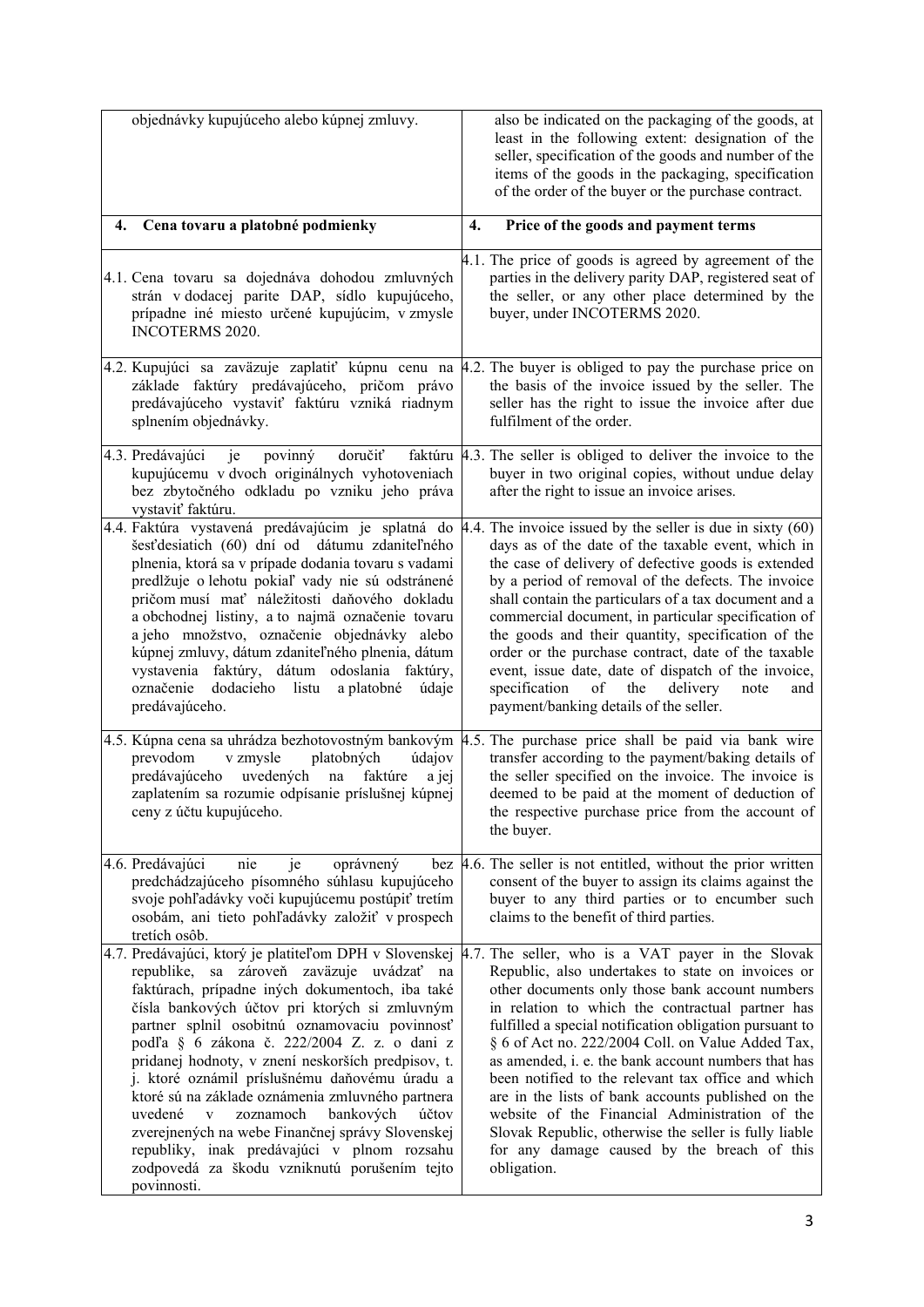| objednávky kupujúceho alebo kúpnej zmluvy. | also be indicated on the packaging of the goods, at least in the following extent: designation of the seller, specification of the goods and number of the items of the goods in the packaging, specification of the order of the buyer or the purchase contract. |
|---|---|
| **4. Cena tovaru a platobné podmienky** | **4. Price of the goods and payment terms** |
| 4.1. Cena tovaru sa dojednáva dohodou zmluvných strán v dodacej parite DAP, sídlo kupujúceho, prípadne iné miesto určené kupujúcim, v zmysle INCOTERMS 2020. | 4.1. The price of goods is agreed by agreement of the parties in the delivery parity DAP, registered seat of the seller, or any other place determined by the buyer, under INCOTERMS 2020. |
| 4.2. Kupujúci sa zaväzuje zaplatiť kúpnu cenu na základe faktúry predávajúceho, pričom právo predávajúceho vystaviť faktúru vzniká riadnym splnením objednávky. | 4.2. The buyer is obliged to pay the purchase price on the basis of the invoice issued by the seller. The seller has the right to issue the invoice after due fulfilment of the order. |
| 4.3. Predávajúci je povinný doručiť faktúru kupujúcemu v dvoch originálnych vyhotoveniach bez zbytočného odkladu po vzniku jeho práva vystaviť faktúru. | 4.3. The seller is obliged to deliver the invoice to the buyer in two original copies, without undue delay after the right to issue an invoice arises. |
| 4.4. Faktúra vystavená predávajúcim je splatná do šesťdesiatich (60) dní od dátumu zdaniteľného plnenia, ktorá sa v prípade dodania tovaru s vadami predlžuje o lehotu pokiaľ vady nie sú odstránené pričom musí mať náležitosti daňového dokladu a obchodnej listiny, a to najmä označenie tovaru a jeho množstvo, označenie objednávky alebo kúpnej zmluvy, dátum zdaniteľného plnenia, dátum vystavenia faktúry, dátum odoslania faktúry, označenie dodacieho listu a platobné údaje predávajúceho. | 4.4. The invoice issued by the seller is due in sixty (60) days as of the date of the taxable event, which in the case of delivery of defective goods is extended by a period of removal of the defects. The invoice shall contain the particulars of a tax document and a commercial document, in particular specification of the goods and their quantity, specification of the order or the purchase contract, date of the taxable event, issue date, date of dispatch of the invoice, specification of the delivery note and payment/banking details of the seller. |
| 4.5. Kúpna cena sa uhrádza bezhotovostným bankovým prevodom v zmysle platobných údajov predávajúceho uvedených na faktúre a jej zaplatením sa rozumie odpísanie príslušnej kúpnej ceny z účtu kupujúceho. | 4.5. The purchase price shall be paid via bank wire transfer according to the payment/baking details of the seller specified on the invoice. The invoice is deemed to be paid at the moment of deduction of the respective purchase price from the account of the buyer. |
| 4.6. Predávajúci nie je oprávnený bez predchádzajúceho písomného súhlasu kupujúceho svoje pohľadávky voči kupujúcemu postúpiť tretím osobám, ani tieto pohľadávky založiť v prospech tretích osôb. | 4.6. The seller is not entitled, without the prior written consent of the buyer to assign its claims against the buyer to any third parties or to encumber such claims to the benefit of third parties. |
| 4.7. Predávajúci, ktorý je platiteľom DPH v Slovenskej republike, sa zároveň zaväzuje uvádzať na faktúrach, prípadne iných dokumentoch, iba také čísla bankových účtov pri ktorých si zmluvným partner splnil osobitnú oznamovaciu povinnosť podľa § 6 zákona č. 222/2004 Z. z. o dani z pridanej hodnoty, v znení neskorších predpisov, t. j. ktoré oznámil príslušnému daňovému úradu a ktoré sú na základe oznámenia zmluvného partnera uvedené v zoznamoch bankových účtov zverejnených na webe Finančnej správy Slovenskej republiky, inak predávajúci v plnom rozsahu zodpovedá za škodu vzniknutú porušením tejto povinnosti. | 4.7. The seller, who is a VAT payer in the Slovak Republic, also undertakes to state on invoices or other documents only those bank account numbers in relation to which the contractual partner has fulfilled a special notification obligation pursuant to § 6 of Act no. 222/2004 Coll. on Value Added Tax, as amended, i. e. the bank account numbers that has been notified to the relevant tax office and which are in the lists of bank accounts published on the website of the Financial Administration of the Slovak Republic, otherwise the seller is fully liable for any damage caused by the breach of this obligation. |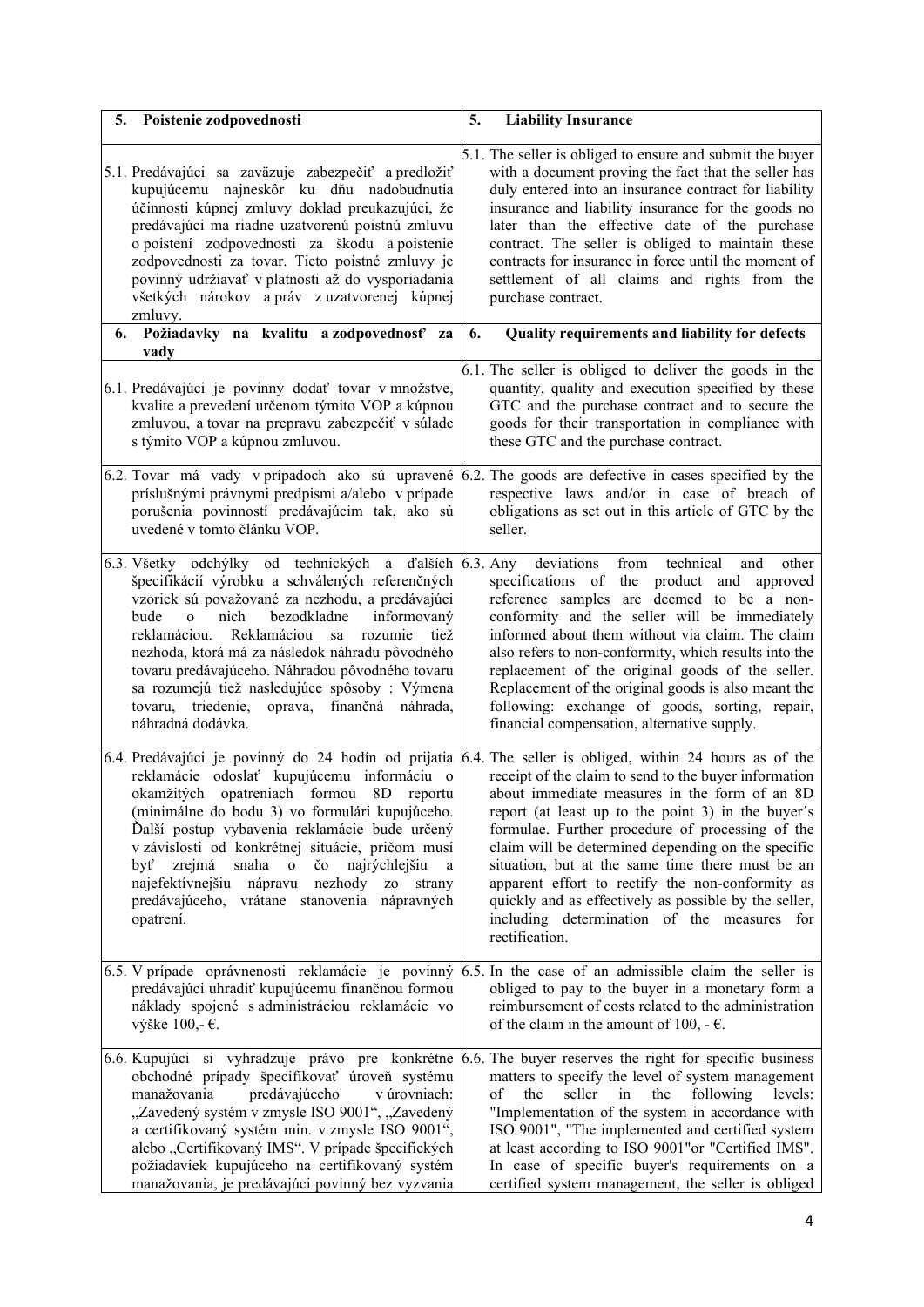| 5. Poistenie zodpovednosti | 5. Liability Insurance |
|---|---|
| 5.1. Predávajúci sa zaväzuje zabezpečiť a predložiť kupujúcemu najneskôr ku dňu nadobudnutia účinnosti kúpnej zmluvy doklad preukazujúci, že predávajúci ma riadne uzatvorenú poistnú zmluvu o poistení zodpovednosti za škodu a poistenie zodpovednosti za tovar. Tieto poistné zmluvy je povinný udržiavať v platnosti až do vysporiadania všetkých nárokov a práv z uzatvorenej kúpnej zmluvy. | 5.1. The seller is obliged to ensure and submit the buyer with a document proving the fact that the seller has duly entered into an insurance contract for liability insurance and liability insurance for the goods no later than the effective date of the purchase contract. The seller is obliged to maintain these contracts for insurance in force until the moment of settlement of all claims and rights from the purchase contract. |
| **6. Požiadavky na kvalitu a zodpovednosť za vady** | **6. Quality requirements and liability for defects** |
| 6.1. Predávajúci je povinný dodať tovar v množstve, kvalite a prevedení určenom týmito VOP a kúpnou zmluvou, a tovar na prepravu zabezpečiť v súlade s týmito VOP a kúpnou zmluvou. | 6.1. The seller is obliged to deliver the goods in the quantity, quality and execution specified by these GTC and the purchase contract and to secure the goods for their transportation in compliance with these GTC and the purchase contract. |
| 6.2. Tovar má vady v prípadoch ako sú upravené príslušnými právnymi predpismi a/alebo v prípade porušenia povinností predávajúcim tak, ako sú uvedené v tomto článku VOP. | 6.2. The goods are defective in cases specified by the respective laws and/or in case of breach of obligations as set out in this article of GTC by the seller. |
| 6.3. Všetky odchýlky od technických a ďalších špecifikácií výrobku a schválených referenčných vzoriek sú považované za nezhodu, a predávajúci bude o nich bezodkladne informovaný reklamáciou. Reklamáciou sa rozumie tiež nezhoda, ktorá má za následok náhradu pôvodného tovaru predávajúceho. Náhradou pôvodného tovaru sa rozumejú tiež nasledujúce spôsoby : Výmena tovaru, triedenie, oprava, finančná náhrada, náhradná dodávka. | 6.3. Any deviations from technical and other specifications of the product and approved reference samples are deemed to be a non-conformity and the seller will be immediately informed about them without via claim. The claim also refers to non-conformity, which results into the replacement of the original goods of the seller. Replacement of the original goods is also meant the following: exchange of goods, sorting, repair, financial compensation, alternative supply. |
| 6.4. Predávajúci je povinný do 24 hodín od prijatia reklamácie odoslať kupujúcemu informáciu o okamžitých opatreniach formou 8D reportu (minimálne do bodu 3) vo formulári kupujúceho. Ďalší postup vybavenia reklamácie bude určený v závislosti od konkrétnej situácie, pričom musí byť zrejmá snaha o čo najrýchlejšiu a najefektívnejšiu nápravu nezhody zo strany predávajúceho, vrátane stanovenia nápravných opatrení. | 6.4. The seller is obliged, within 24 hours as of the receipt of the claim to send to the buyer information about immediate measures in the form of an 8D report (at least up to the point 3) in the buyer´s formulae. Further procedure of processing of the claim will be determined depending on the specific situation, but at the same time there must be an apparent effort to rectify the non-conformity as quickly and as effectively as possible by the seller, including determination of the measures for rectification. |
| 6.5. V prípade oprávnenosti reklamácie je povinný predávajúci uhradiť kupujúcemu finančnou formou náklady spojené s administráciou reklamácie vo výške 100,- €. | 6.5. In the case of an admissible claim the seller is obliged to pay to the buyer in a monetary form a reimbursement of costs related to the administration of the claim in the amount of 100, - €. |
| 6.6. Kupujúci si vyhradzuje právo pre konkrétne obchodné prípady špecifikovať úroveň systému manažovania predávajúceho v úrovniach: „Zavedený systém v zmysle ISO 9001", „Zavedený a certifikovaný systém min. v zmysle ISO 9001", alebo „Certifikovaný IMS". V prípade špecifických požiadaviek kupujúceho na certifikovaný systém manažovania, je predávajúci povinný bez vyzvania | 6.6. The buyer reserves the right for specific business matters to specify the level of system management of the seller in the following levels: "Implementation of the system in accordance with ISO 9001", "The implemented and certified system at least according to ISO 9001"or "Certified IMS". In case of specific buyer's requirements on a certified system management, the seller is obliged |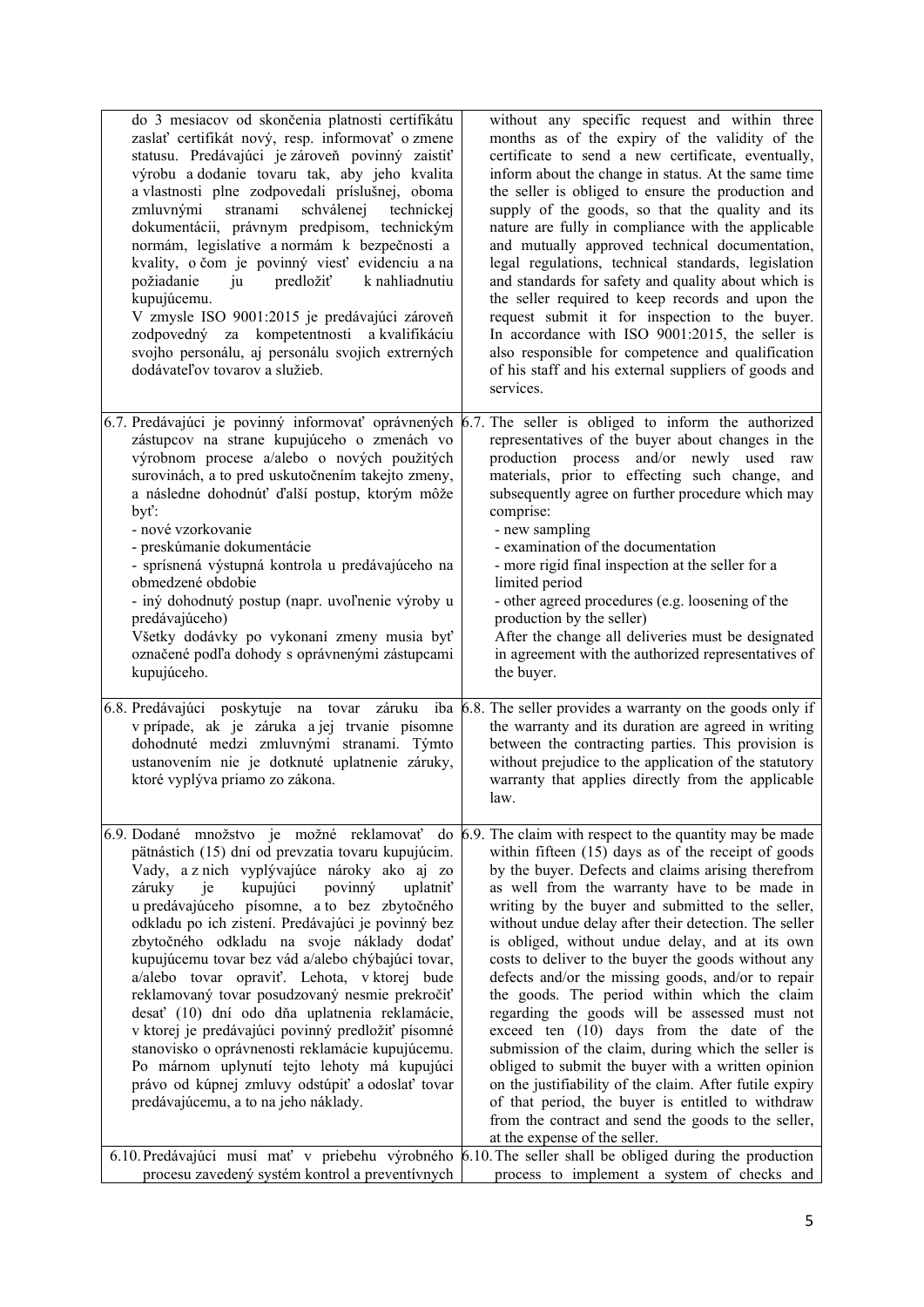| | |
|---|---|
| do 3 mesiacov od skončenia platnosti certifikátu zaslať certifikát nový, resp. informovať o zmene statusu. Predávajúci je zároveň povinný zaistiť výrobu a dodanie tovaru tak, aby jeho kvalita a vlastnosti plne zodpovedali príslušnej, oboma zmluvnými stranami schválenej technickej dokumentácii, právnym predpisom, technickým normám, legislatíve a normám k bezpečnosti a kvality, o čom je povinný viesť evidenciu a na požiadanie ju predložiť k nahliadnutiu kupujúcemu.<br>V zmysle ISO 9001:2015 je predávajúci zároveň zodpovedný za kompetentnosti a kvalifikáciu svojho personálu, aj personálu svojich extrerných dodávateľov tovarov a služieb. | without any specific request and within three months as of the expiry of the validity of the certificate to send a new certificate, eventually, inform about the change in status. At the same time the seller is obliged to ensure the production and supply of the goods, so that the quality and its nature are fully in compliance with the applicable and mutually approved technical documentation, legal regulations, technical standards, legislation and standards for safety and quality about which is the seller required to keep records and upon the request submit it for inspection to the buyer.<br>In accordance with ISO 9001:2015, the seller is also responsible for competence and qualification of his staff and his external suppliers of goods and services. |
| 6.7. Predávajúci je povinný informovať oprávnených zástupcov na strane kupujúceho o zmenách vo výrobnom procese a/alebo o nových použitých surovinách, a to pred uskutočnením takejto zmeny, a následne dohodnúť ďalší postup, ktorým môže byť:<br>- nové vzorkovanie<br>- preskúmanie dokumentácie<br>- sprísnená výstupná kontrola u predávajúceho na obmedzené obdobie<br>- iný dohodnutý postup (napr. uvoľnenie výroby u predávajúceho)<br>Všetky dodávky po vykonaní zmeny musia byť označené podľa dohody s oprávnenými zástupcami kupujúceho. | 6.7. The seller is obliged to inform the authorized representatives of the buyer about changes in the production process and/or newly used raw materials, prior to effecting such change, and subsequently agree on further procedure which may comprise:<br>- new sampling<br>- examination of the documentation<br>- more rigid final inspection at the seller for a limited period<br>- other agreed procedures (e.g. loosening of the production by the seller)<br>After the change all deliveries must be designated in agreement with the authorized representatives of the buyer. |
| 6.8. Predávajúci poskytuje na tovar záruku iba v prípade, ak je záruka a jej trvanie písomne dohodnuté medzi zmluvnými stranami. Týmto ustanovením nie je dotknuté uplatnenie záruky, ktoré vyplýva priamo zo zákona. | 6.8. The seller provides a warranty on the goods only if the warranty and its duration are agreed in writing between the contracting parties. This provision is without prejudice to the application of the statutory warranty that applies directly from the applicable law. |
| 6.9. Dodané množstvo je možné reklamovať do pätnástich (15) dní od prevzatia tovaru kupujúcim. Vady, a z nich vyplývajúce nároky ako aj zo záruky je kupujúci povinný uplatniť u predávajúceho písomne, a to bez zbytočného odkladu po ich zistení. Predávajúci je povinný bez zbytočného odkladu na svoje náklady dodať kupujúcemu tovar bez vád a/alebo chýbajúci tovar, a/alebo tovar opraviť. Lehota, v ktorej bude reklamovaný tovar posudzovaný nesmie prekročiť desať (10) dní odo dňa uplatnenia reklamácie, v ktorej je predávajúci povinný predložiť písomné stanovisko o oprávnenosti reklamácie kupujúcemu. Po márnom uplynutí tejto lehoty má kupujúci právo od kúpnej zmluvy odstúpiť a odoslať tovar predávajúcemu, a to na jeho náklady. | 6.9. The claim with respect to the quantity may be made within fifteen (15) days as of the receipt of goods by the buyer. Defects and claims arising therefrom as well from the warranty have to be made in writing by the buyer and submitted to the seller, without undue delay after their detection. The seller is obliged, without undue delay, and at its own costs to deliver to the buyer the goods without any defects and/or the missing goods, and/or to repair the goods. The period within which the claim regarding the goods will be assessed must not exceed ten (10) days from the date of the submission of the claim, during which the seller is obliged to submit the buyer with a written opinion on the justifiability of the claim. After futile expiry of that period, the buyer is entitled to withdraw from the contract and send the goods to the seller, at the expense of the seller. |
| 6.10. Predávajúci musí mať v priebehu výrobného procesu zavedený systém kontrol a preventívnych | 6.10. The seller shall be obliged during the production process to implement a system of checks and |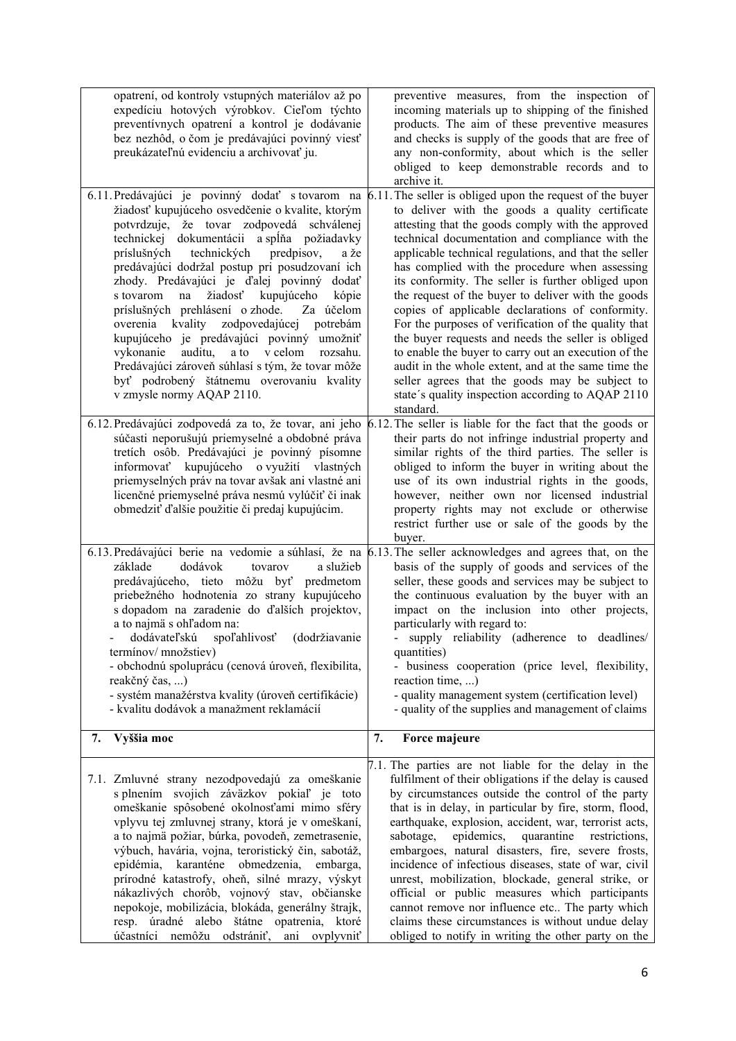| | |
|---|---|
| opatrení, od kontroly vstupných materiálov až po expedíciu hotových výrobkov. Cieľom týchto preventívnych opatrení a kontrol je dodávanie bez nezhôd, o čom je predávajúci povinný viesť preukázateľnú evidenciu a archivovať ju. | preventive measures, from the inspection of incoming materials up to shipping of the finished products. The aim of these preventive measures and checks is supply of the goods that are free of any non-conformity, about which is the seller obliged to keep demonstrable records and to archive it. |
| 6.11. Predávajúci je povinný dodať s tovarom na žiadosť kupujúceho osvedčenie o kvalite, ktorým potvrdzuje, že tovar zodpovedá schválenej technickej dokumentácii a spĺňa požiadavky príslušných technických predpisov, a že predávajúci dodržal postup pri posudzovaní ich zhody. Predávajúci je ďalej povinný dodať s tovarom na žiadosť kupujúceho kópie príslušných prehlásení o zhode. Za účelom overenia kvality zodpovedajúcej potrebám kupujúceho je predávajúci povinný umožniť vykonanie auditu, a to v celom rozsahu. Predávajúci zároveň súhlasí s tým, že tovar môže byť podrobený štátnemu overovaniu kvality v zmysle normy AQAP 2110. | 6.11. The seller is obliged upon the request of the buyer to deliver with the goods a quality certificate attesting that the goods comply with the approved technical documentation and compliance with the applicable technical regulations, and that the seller has complied with the procedure when assessing its conformity. The seller is further obliged upon the request of the buyer to deliver with the goods copies of applicable declarations of conformity. For the purposes of verification of the quality that the buyer requests and needs the seller is obliged to enable the buyer to carry out an execution of the audit in the whole extent, and at the same time the seller agrees that the goods may be subject to state´s quality inspection according to AQAP 2110 standard. |
| 6.12. Predávajúci zodpovedá za to, že tovar, ani jeho súčasti neporušujú priemyselné a obdobné práva tretích osôb. Predávajúci je povinný písomne informovať kupujúceho o využití vlastných priemyselných práv na tovar avšak ani vlastné ani licenčné priemyselné práva nesmú vylúčiť či inak obmedziť ďalšie použitie či predaj kupujúcim. | 6.12. The seller is liable for the fact that the goods or their parts do not infringe industrial property and similar rights of the third parties. The seller is obliged to inform the buyer in writing about the use of its own industrial rights in the goods, however, neither own nor licensed industrial property rights may not exclude or otherwise restrict further use or sale of the goods by the buyer. |
| 6.13. Predávajúci berie na vedomie a súhlasí, že na základe dodávok tovarov a služieb predávajúceho, tieto môžu byť predmetom priebežného hodnotenia zo strany kupujúceho s dopadom na zaradenie do ďalších projektov, a to najmä s ohľadom na:<br>- dodávateľskú spoľahlivosť (dodržiavanie termínov/ množstiev)<br>- obchodnú spoluprácu (cenová úroveň, flexibilita, reakčný čas, ...)<br>- systém manažérstva kvality (úroveň certifikácie)<br>- kvalitu dodávok a manažment reklamácií | 6.13. The seller acknowledges and agrees that, on the basis of the supply of goods and services of the seller, these goods and services may be subject to the continuous evaluation by the buyer with an impact on the inclusion into other projects, particularly with regard to:<br>- supply reliability (adherence to deadlines/ quantities)<br>- business cooperation (price level, flexibility, reaction time, ...)<br>- quality management system (certification level)<br>- quality of the supplies and management of claims |
| **7. Vyššia moc** | **7. Force majeure** |
| 7.1. Zmluvné strany nezodpovedajú za omeškanie s plnením svojich záväzkov pokiaľ je toto omeškanie spôsobené okolnosťami mimo sféry vplyvu tej zmluvnej strany, ktorá je v omeškaní, a to najmä požiar, búrka, povodeň, zemetrasenie, výbuch, havária, vojna, teroristický čin, sabotáž, epidémia, karanténe obmedzenia, embarga, prírodné katastrofy, oheň, silné mrazy, výskyt nákazlivých chorôb, vojnový stav, občianske nepokoje, mobilizácia, blokáda, generálny štrajk, resp. úradné alebo štátne opatrenia, ktoré účastníci nemôžu odstrániť, ani ovplyvniť | 7.1. The parties are not liable for the delay in the fulfilment of their obligations if the delay is caused by circumstances outside the control of the party that is in delay, in particular by fire, storm, flood, earthquake, explosion, accident, war, terrorist acts, sabotage, epidemics, quarantine restrictions, embargoes, natural disasters, fire, severe frosts, incidence of infectious diseases, state of war, civil unrest, mobilization, blockade, general strike, or official or public measures which participants cannot remove nor influence etc.. The party which claims these circumstances is without undue delay obliged to notify in writing the other party on the |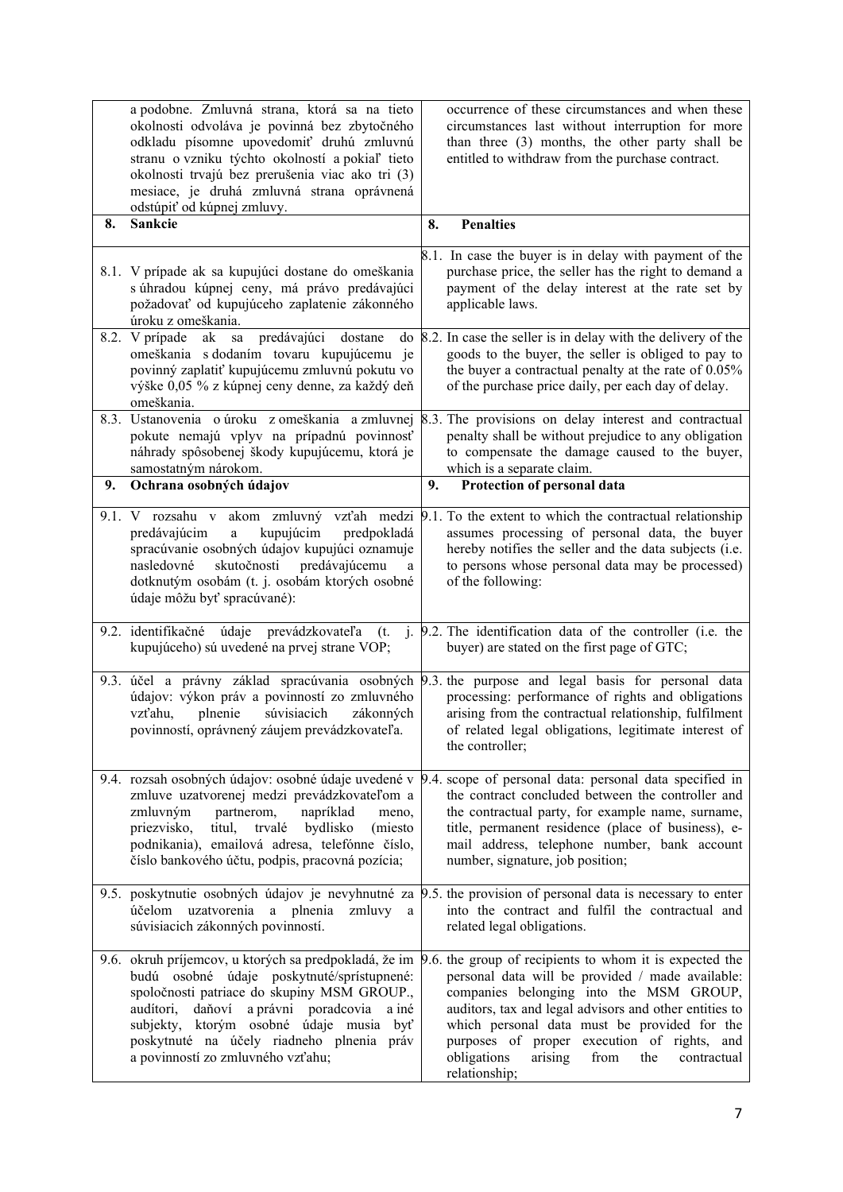| | |
|---|---|
| a podobne. Zmluvná strana, ktorá sa na tieto okolnosti odvoláva je povinná bez zbytočného odkladu písomne upovedomiť druhú zmluvnú stranu o vzniku týchto okolností a pokiaľ tieto okolnosti trvajú bez prerušenia viac ako tri (3) mesiace, je druhá zmluvná strana oprávnená odstúpiť od kúpnej zmluvy. | occurrence of these circumstances and when these circumstances last without interruption for more than three (3) months, the other party shall be entitled to withdraw from the purchase contract. |
| **8. Sankcie** | **8. Penalties** |
| 8.1. V prípade ak sa kupujúci dostane do omeškania s úhradou kúpnej ceny, má právo predávajúci požadovať od kupujúceho zaplatenie zákonného úroku z omeškania. | 8.1. In case the buyer is in delay with payment of the purchase price, the seller has the right to demand a payment of the delay interest at the rate set by applicable laws. |
| 8.2. V prípade ak sa predávajúci dostane do omeškania s dodaním tovaru kupujúcemu je povinný zaplatiť kupujúcemu zmluvnú pokutu vo výške 0,05 % z kúpnej ceny denne, za každý deň omeškania. | 8.2. In case the seller is in delay with the delivery of the goods to the buyer, the seller is obliged to pay to the buyer a contractual penalty at the rate of 0.05% of the purchase price daily, per each day of delay. |
| 8.3. Ustanovenia o úroku z omeškania a zmluvnej pokute nemajú vplyv na prípadnú povinnosť náhrady spôsobenej škody kupujúcemu, ktorá je samostatným nárokom. | 8.3. The provisions on delay interest and contractual penalty shall be without prejudice to any obligation to compensate the damage caused to the buyer, which is a separate claim. |
| **9. Ochrana osobných údajov** | **9. Protection of personal data** |
| 9.1. V rozsahu v akom zmluvný vzťah medzi predávajúcim a kupujúcim predpokladá spracúvanie osobných údajov kupujúci oznamuje nasledovné skutočnosti predávajúcemu a dotknutým osobám (t. j. osobám ktorých osobné údaje môžu byť spracúvané): | 9.1. To the extent to which the contractual relationship assumes processing of personal data, the buyer hereby notifies the seller and the data subjects (i.e. to persons whose personal data may be processed) of the following: |
| 9.2. identifikačné údaje prevádzkovateľa (t. j. kupujúceho) sú uvedené na prvej strane VOP; | 9.2. The identification data of the controller (i.e. the buyer) are stated on the first page of GTC; |
| 9.3. účel a právny základ spracúvania osobných údajov: výkon práv a povinností zo zmluvného vzťahu, plnenie súvisiacich zákonných povinností, oprávnený záujem prevádzkovateľa. | 9.3. the purpose and legal basis for personal data processing: performance of rights and obligations arising from the contractual relationship, fulfilment of related legal obligations, legitimate interest of the controller; |
| 9.4. rozsah osobných údajov: osobné údaje uvedené v zmluve uzatvorenej medzi prevádzkovateľom a zmluvným partnerom, napríklad meno, priezvisko, titul, trvalé bydlisko (miesto podnikania), emailová adresa, telefónne číslo, číslo bankového účtu, podpis, pracovná pozícia; | 9.4. scope of personal data: personal data specified in the contract concluded between the controller and the contractual party, for example name, surname, title, permanent residence (place of business), e-mail address, telephone number, bank account number, signature, job position; |
| 9.5. poskytnutie osobných údajov je nevyhnutné za účelom uzatvorenia a plnenia zmluvy a súvisiacich zákonných povinností. | 9.5. the provision of personal data is necessary to enter into the contract and fulfil the contractual and related legal obligations. |
| 9.6. okruh príjemcov, u ktorých sa predpokladá, že im budú osobné údaje poskytnuté/sprístupnené: spoločnosti patriace do skupiny MSM GROUP., audítori, daňoví a právni poradcovia a iné subjekty, ktorým osobné údaje musia byť poskytnuté na účely riadneho plnenia práv a povinností zo zmluvného vzťahu; | 9.6. the group of recipients to whom it is expected the personal data will be provided / made available: companies belonging into the MSM GROUP, auditors, tax and legal advisors and other entities to which personal data must be provided for the purposes of proper execution of rights, and obligations arising from the contractual relationship; |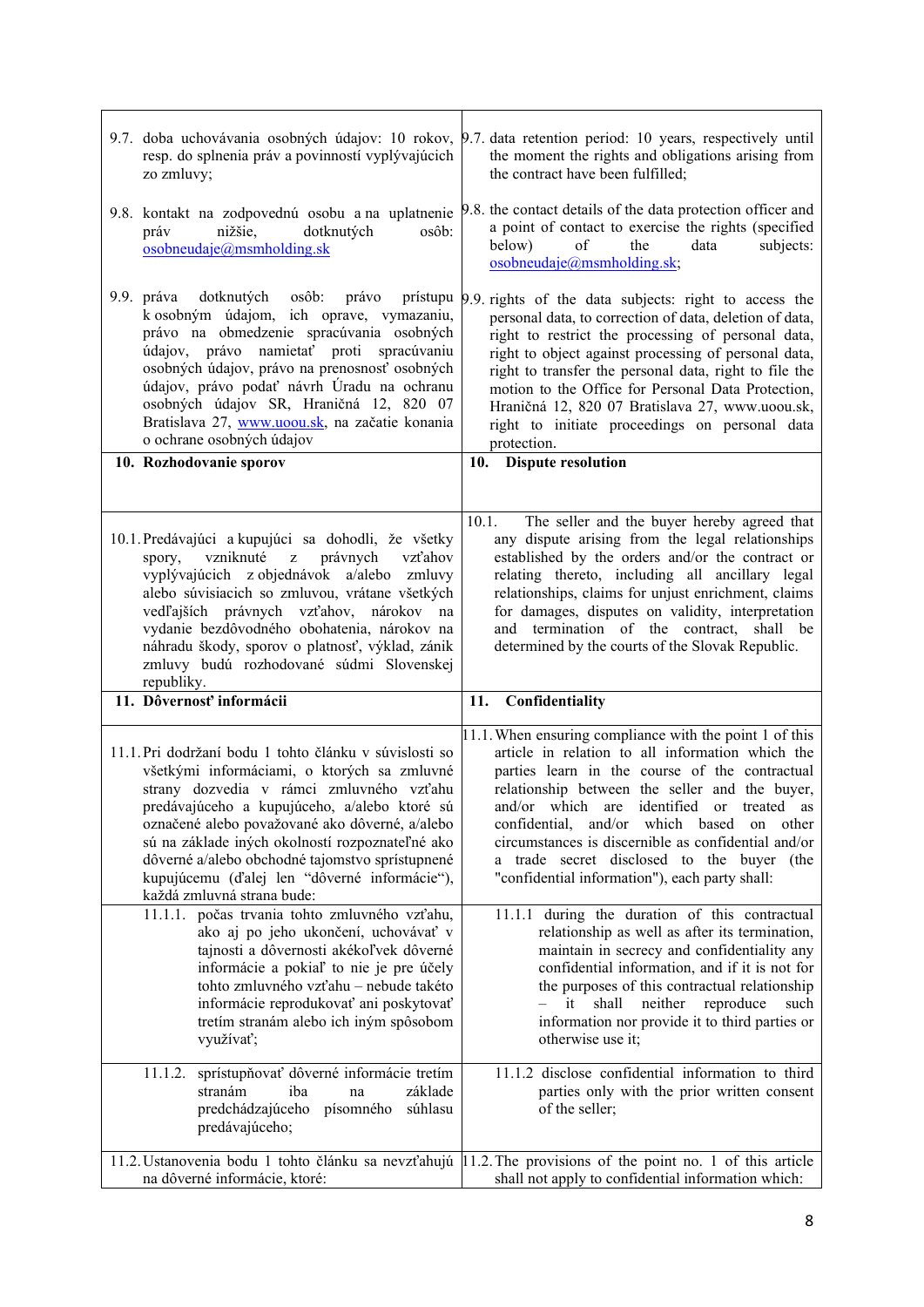| | |
|---|---|
| 9.7. doba uchovávania osobných údajov: 10 rokov, resp. do splnenia práv a povinností vyplývajúcich zo zmluvy; | 9.7. data retention period: 10 years, respectively until the moment the rights and obligations arising from the contract have been fulfilled; |
| 9.8. kontakt na zodpovednú osobu a na uplatnenie práv nižšie, dotknutých osôb: osobneudaje@msmholding.sk | 9.8. the contact details of the data protection officer and a point of contact to exercise the rights (specified below) of the data subjects: osobneudaje@msmholding.sk; |
| 9.9. práva dotknutých osôb: právo prístupu k osobným údajom, ich oprave, vymazaniu, právo na obmedzenie spracúvania osobných údajov, právo namietať proti spracúvaniu osobných údajov, právo na prenosnosť osobných údajov, právo podať návrh Úradu na ochranu osobných údajov SR, Hraničná 12, 820 07 Bratislava 27, www.uoou.sk, na začatie konania o ochrane osobných údajov | 9.9. rights of the data subjects: right to access the personal data, to correction of data, deletion of data, right to restrict the processing of personal data, right to object against processing of personal data, right to transfer the personal data, right to file the motion to the Office for Personal Data Protection, Hraničná 12, 820 07 Bratislava 27, www.uoou.sk, right to initiate proceedings on personal data protection. |
| **10. Rozhodovanie sporov** | **10. Dispute resolution** |
| 10.1. Predávajúci a kupujúci sa dohodli, že všetky spory, vzniknuté z právnych vzťahov vyplývajúcich z objednávok a/alebo zmluvy alebo súvisiacich so zmluvou, vrátane všetkých vedľajších právnych vzťahov, nárokov na vydanie bezdôvodného obohatenia, nárokov na náhradu škody, sporov o platnosť, výklad, zánik zmluvy budú rozhodované súdmi Slovenskej republiky. | 10.1. The seller and the buyer hereby agreed that any dispute arising from the legal relationships established by the orders and/or the contract or relating thereto, including all ancillary legal relationships, claims for unjust enrichment, claims for damages, disputes on validity, interpretation and termination of the contract, shall be determined by the courts of the Slovak Republic. |
| **11. Dôvernosť informácií** | **11. Confidentiality** |
| 11.1. Pri dodržaní bodu 1 tohto článku v súvislosti so všetkými informáciami, o ktorých sa zmluvné strany dozvedia v rámci zmluvného vzťahu predávajúceho a kupujúceho, a/alebo ktoré sú označené alebo považované ako dôverné, a/alebo sú na základe iných okolností rozpoznateľné ako dôverné a/alebo obchodné tajomstvo sprístupnené kupujúcemu (ďalej len "dôverné informácie"), každá zmluvná strana bude: | 11.1. When ensuring compliance with the point 1 of this article in relation to all information which the contractual parties learn in the course of the contractual relationship between the seller and the buyer, and/or which are identified or treated as confidential, and/or which based on other circumstances is discernible as confidential and/or a trade secret disclosed to the buyer (the "confidential information"), each party shall: |
| 11.1.1. počas trvania tohto zmluvného vzťahu, ako aj po jeho ukončení, uchovávať v tajnosti a dôvernosti akékoľvek dôverné informácie a pokiaľ to nie je pre účely tohto zmluvného vzťahu – nebude takéto informácie reprodukovať ani poskytovať tretím stranám alebo ich iným spôsobom využívať; | 11.1.1 during the duration of this contractual relationship as well as after its termination, maintain in secrecy and confidentiality any confidential information, and if it is not for the purposes of this contractual relationship – it shall neither reproduce such information nor provide it to third parties or otherwise use it; |
| 11.1.2. sprístupňovať dôverné informácie tretím stranám iba na základe predchádzajúceho písomného súhlasu predávajúceho; | 11.1.2 disclose confidential information to third parties only with the prior written consent of the seller; |
| 11.2. Ustanovenia bodu 1 tohto článku sa nevzťahujú na dôverné informácie, ktoré: | 11.2. The provisions of the point no. 1 of this article shall not apply to confidential information which: |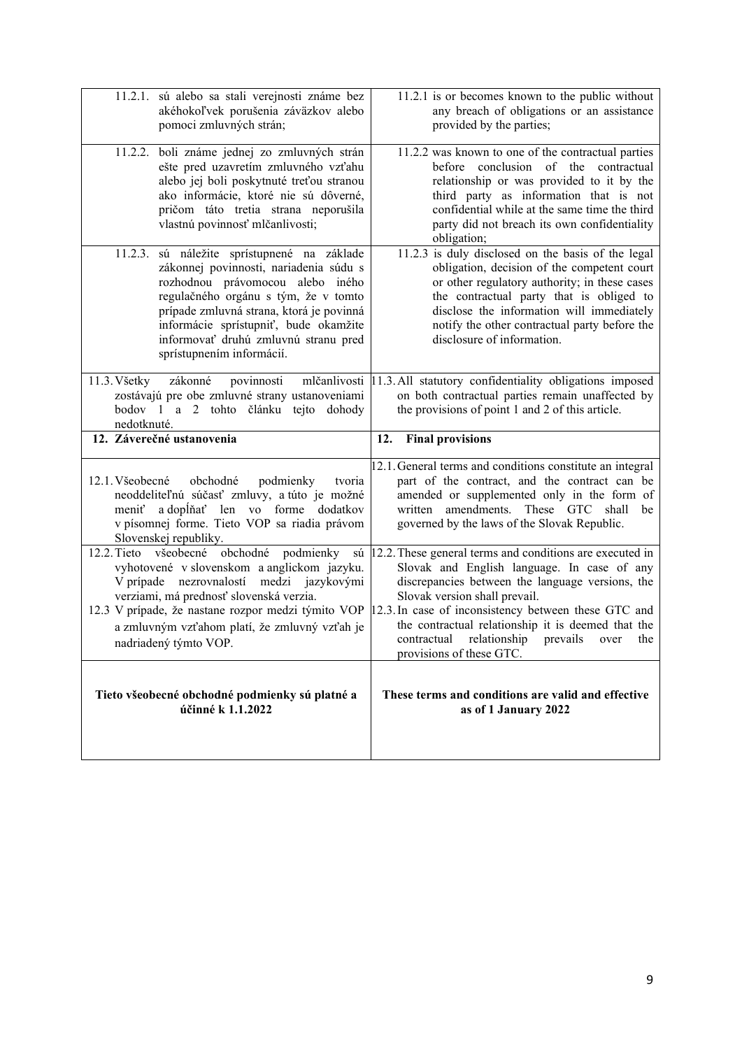| | |
|---|---|
| 11.2.1. sú alebo sa stali verejnosti známe bez akéhokoľvek porušenia záväzkov alebo pomoci zmluvných strán; | 11.2.1 is or becomes known to the public without any breach of obligations or an assistance provided by the parties; |
| 11.2.2. boli známe jednej zo zmluvných strán ešte pred uzavretím zmluvného vzťahu alebo jej boli poskytnuté treťou stranou ako informácie, ktoré nie sú dôverné, pričom táto tretia strana neporušila vlastnú povinnosť mlčanlivosti; | 11.2.2 was known to one of the contractual parties before conclusion of the contractual relationship or was provided to it by the third party as information that is not confidential while at the same time the third party did not breach its own confidentiality obligation; |
| 11.2.3. sú náležite sprístupnené na základe zákonnej povinnosti, nariadenia súdu s rozhodnou právomocou alebo iného regulačného orgánu s tým, že v tomto prípade zmluvná strana, ktorá je povinná informácie sprístupniť, bude okamžite informovať druhú zmluvnú stranu pred sprístupnením informácií. | 11.2.3 is duly disclosed on the basis of the legal obligation, decision of the competent court or other regulatory authority; in these cases the contractual party that is obliged to disclose the information will immediately notify the other contractual party before the disclosure of information. |
| 11.3. Všetky zákonné povinnosti mlčanlivosti zostávajú pre obe zmluvné strany ustanoveniami bodov 1 a 2 tohto článku tejto dohody nedotknuté. | 11.3. All statutory confidentiality obligations imposed on both contractual parties remain unaffected by the provisions of point 1 and 2 of this article. |
| **12. Záverečné ustanovenia** | **12. Final provisions** |
| 12.1. Všeobecné obchodné podmienky tvoria neoddeliteľnú súčasť zmluvy, a túto je možné meniť a dopĺňať len vo forme dodatkov v písomnej forme. Tieto VOP sa riadia právom Slovenskej republiky. | 12.1. General terms and conditions constitute an integral part of the contract, and the contract can be amended or supplemented only in the form of written amendments. These GTC shall be governed by the laws of the Slovak Republic. |
| 12.2. Tieto všeobecné obchodné podmienky sú vyhotovené v slovenskom a anglickom jazyku. V prípade nezrovnalostí medzi jazykovými verziami, má prednosť slovenská verzia.<br>12.3 V prípade, že nastane rozpor medzi týmito VOP a zmluvným vzťahom platí, že zmluvný vzťah je nadriadený týmto VOP. | 12.2. These general terms and conditions are executed in Slovak and English language. In case of any discrepancies between the language versions, the Slovak version shall prevail.<br>12.3. In case of inconsistency between these GTC and the contractual relationship it is deemed that the contractual relationship prevails over the provisions of these GTC. |
| **Tieto všeobecné obchodné podmienky sú platné a účinné k 1.1.2022** | **These terms and conditions are valid and effective as of 1 January 2022** |